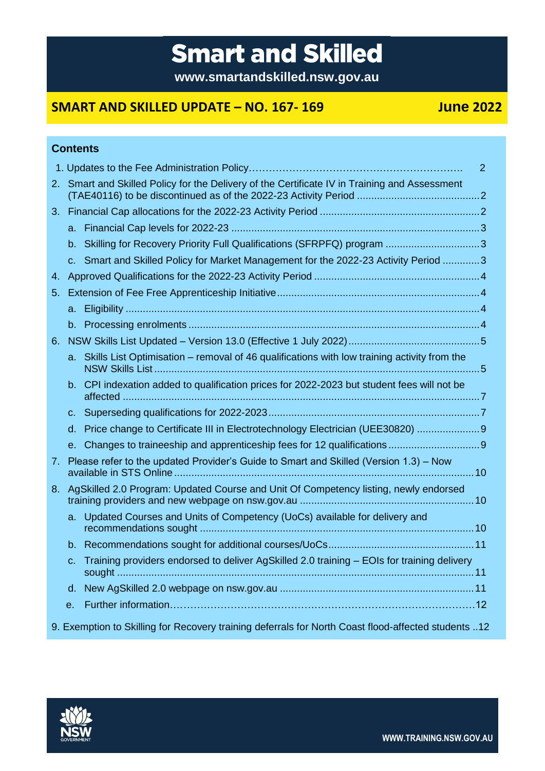# Smart and Skilled

**www.smartandskilled.nsw.gov.au**

## SMART AND SKILLED UPDATE – NO. 167- 169 June 2022

### Contents

1. Updates to the Fee Administration Policy....... 2
2. Smart and Skilled Policy for the Delivery of the Certificate IV in Training and Assessment (TAE40116) to be discontinued as of the 2022-23 Activity Period ....... 2
3. Financial Cap allocations for the 2022-23 Activity Period ....... 2
   a. Financial Cap levels for 2022-23 ....... 3
   b. Skilling for Recovery Priority Full Qualifications (SFRPFQ) program ....... 3
   c. Smart and Skilled Policy for Market Management for the 2022-23 Activity Period ....... 3
4. Approved Qualifications for the 2022-23 Activity Period ....... 4
5. Extension of Fee Free Apprenticeship Initiative ....... 4
   a. Eligibility ....... 4
   b. Processing enrolments ....... 4
6. NSW Skills List Updated – Version 13.0 (Effective 1 July 2022) ....... 5
   a. Skills List Optimisation – removal of 46 qualifications with low training activity from the NSW Skills List ....... 5
   b. CPI indexation added to qualification prices for 2022-2023 but student fees will not be affected ....... 7
   c. Superseding qualifications for 2022-2023 ....... 7
   d. Price change to Certificate III in Electrotechnology Electrician (UEE30820) ....... 9
   e. Changes to traineeship and apprenticeship fees for 12 qualifications ....... 9
7. Please refer to the updated Provider's Guide to Smart and Skilled (Version 1.3) – Now available in STS Online ....... 10
8. AgSkilled 2.0 Program: Updated Course and Unit Of Competency listing, newly endorsed training providers and new webpage on nsw.gov.au ....... 10
   a. Updated Courses and Units of Competency (UoCs) available for delivery and recommendations sought ....... 10
   b. Recommendations sought for additional courses/UoCs ....... 11
   c. Training providers endorsed to deliver AgSkilled 2.0 training – EOIs for training delivery sought ....... 11
   d. New AgSkilled 2.0 webpage on nsw.gov.au ....... 11
   e. Further information....... 12
9. Exemption to Skilling for Recovery training deferrals for North Coast flood-affected students ..12

WWW.TRAINING.NSW.GOV.AU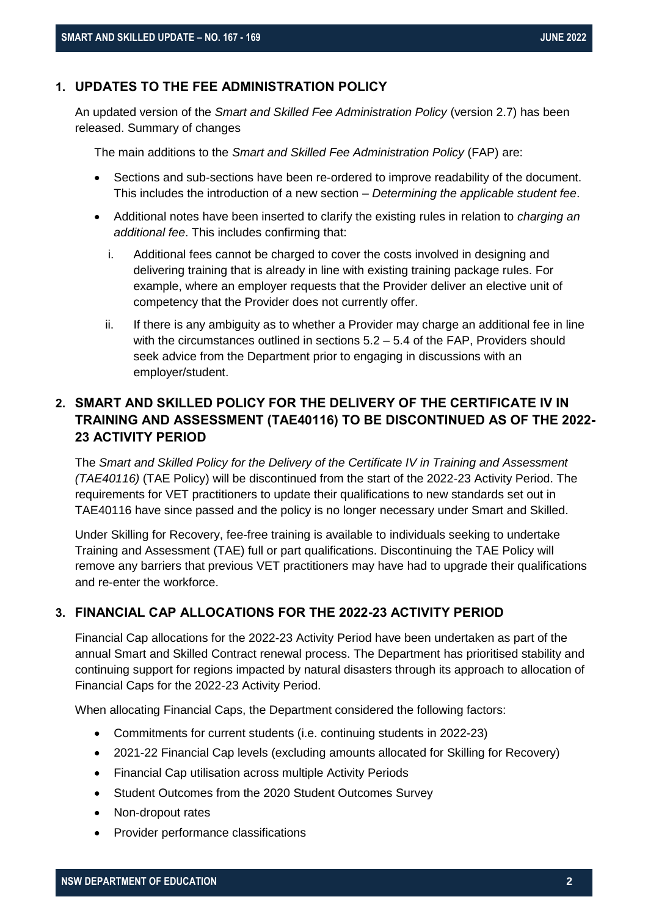## 1. UPDATES TO THE FEE ADMINISTRATION POLICY

An updated version of the *Smart and Skilled Fee Administration Policy* (version 2.7) has been released. Summary of changes

The main additions to the *Smart and Skilled Fee Administration Policy* (FAP) are:

- Sections and sub-sections have been re-ordered to improve readability of the document. This includes the introduction of a new section – *Determining the applicable student fee*.
- Additional notes have been inserted to clarify the existing rules in relation to *charging an additional fee*. This includes confirming that:
  i. Additional fees cannot be charged to cover the costs involved in designing and delivering training that is already in line with existing training package rules. For example, where an employer requests that the Provider deliver an elective unit of competency that the Provider does not currently offer.
  ii. If there is any ambiguity as to whether a Provider may charge an additional fee in line with the circumstances outlined in sections 5.2 – 5.4 of the FAP, Providers should seek advice from the Department prior to engaging in discussions with an employer/student.

## 2. SMART AND SKILLED POLICY FOR THE DELIVERY OF THE CERTIFICATE IV IN TRAINING AND ASSESSMENT (TAE40116) TO BE DISCONTINUED AS OF THE 2022-23 ACTIVITY PERIOD

The *Smart and Skilled Policy for the Delivery of the Certificate IV in Training and Assessment (TAE40116)* (TAE Policy) will be discontinued from the start of the 2022-23 Activity Period. The requirements for VET practitioners to update their qualifications to new standards set out in TAE40116 have since passed and the policy is no longer necessary under Smart and Skilled.

Under Skilling for Recovery, fee-free training is available to individuals seeking to undertake Training and Assessment (TAE) full or part qualifications. Discontinuing the TAE Policy will remove any barriers that previous VET practitioners may have had to upgrade their qualifications and re-enter the workforce.

## 3. FINANCIAL CAP ALLOCATIONS FOR THE 2022-23 ACTIVITY PERIOD

Financial Cap allocations for the 2022-23 Activity Period have been undertaken as part of the annual Smart and Skilled Contract renewal process. The Department has prioritised stability and continuing support for regions impacted by natural disasters through its approach to allocation of Financial Caps for the 2022-23 Activity Period.

When allocating Financial Caps, the Department considered the following factors:

- Commitments for current students (i.e. continuing students in 2022-23)
- 2021-22 Financial Cap levels (excluding amounts allocated for Skilling for Recovery)
- Financial Cap utilisation across multiple Activity Periods
- Student Outcomes from the 2020 Student Outcomes Survey
- Non-dropout rates
- Provider performance classifications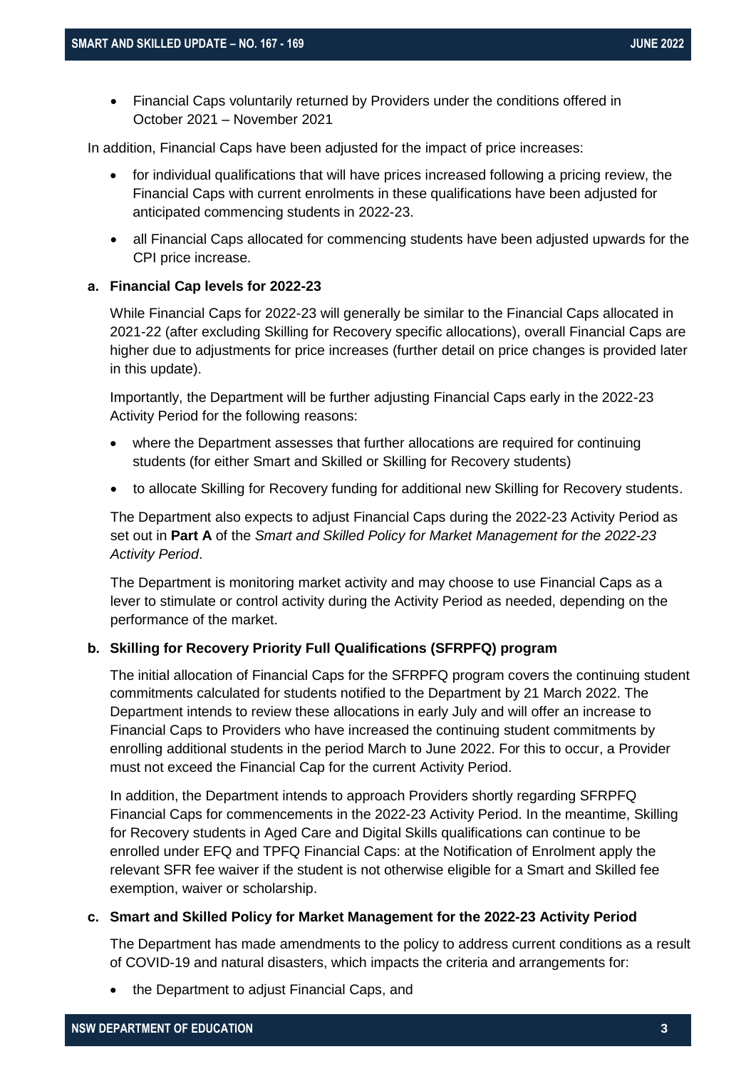- Financial Caps voluntarily returned by Providers under the conditions offered in October 2021 – November 2021

In addition, Financial Caps have been adjusted for the impact of price increases:

- for individual qualifications that will have prices increased following a pricing review, the Financial Caps with current enrolments in these qualifications have been adjusted for anticipated commencing students in 2022-23.
- all Financial Caps allocated for commencing students have been adjusted upwards for the CPI price increase.

**a. Financial Cap levels for 2022-23**

While Financial Caps for 2022-23 will generally be similar to the Financial Caps allocated in 2021-22 (after excluding Skilling for Recovery specific allocations), overall Financial Caps are higher due to adjustments for price increases (further detail on price changes is provided later in this update).

Importantly, the Department will be further adjusting Financial Caps early in the 2022-23 Activity Period for the following reasons:

- where the Department assesses that further allocations are required for continuing students (for either Smart and Skilled or Skilling for Recovery students)
- to allocate Skilling for Recovery funding for additional new Skilling for Recovery students.

The Department also expects to adjust Financial Caps during the 2022-23 Activity Period as set out in **Part A** of the *Smart and Skilled Policy for Market Management for the 2022-23 Activity Period*.

The Department is monitoring market activity and may choose to use Financial Caps as a lever to stimulate or control activity during the Activity Period as needed, depending on the performance of the market.

**b. Skilling for Recovery Priority Full Qualifications (SFRPFQ) program**

The initial allocation of Financial Caps for the SFRPFQ program covers the continuing student commitments calculated for students notified to the Department by 21 March 2022. The Department intends to review these allocations in early July and will offer an increase to Financial Caps to Providers who have increased the continuing student commitments by enrolling additional students in the period March to June 2022. For this to occur, a Provider must not exceed the Financial Cap for the current Activity Period.

In addition, the Department intends to approach Providers shortly regarding SFRPFQ Financial Caps for commencements in the 2022-23 Activity Period. In the meantime, Skilling for Recovery students in Aged Care and Digital Skills qualifications can continue to be enrolled under EFQ and TPFQ Financial Caps: at the Notification of Enrolment apply the relevant SFR fee waiver if the student is not otherwise eligible for a Smart and Skilled fee exemption, waiver or scholarship.

**c. Smart and Skilled Policy for Market Management for the 2022-23 Activity Period**

The Department has made amendments to the policy to address current conditions as a result of COVID-19 and natural disasters, which impacts the criteria and arrangements for:

- the Department to adjust Financial Caps, and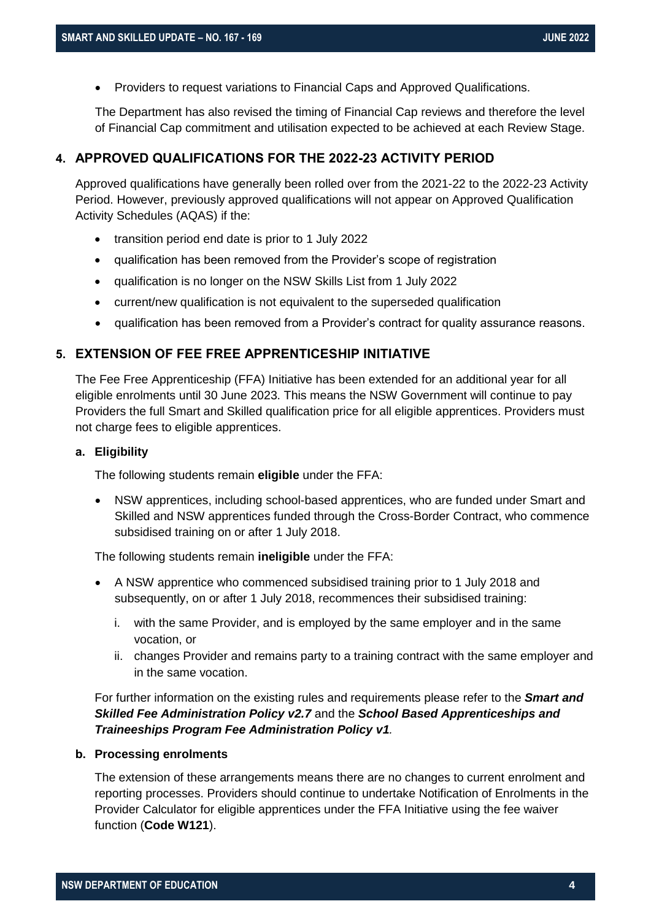- Providers to request variations to Financial Caps and Approved Qualifications.

The Department has also revised the timing of Financial Cap reviews and therefore the level of Financial Cap commitment and utilisation expected to be achieved at each Review Stage.

## 4. APPROVED QUALIFICATIONS FOR THE 2022-23 ACTIVITY PERIOD

Approved qualifications have generally been rolled over from the 2021-22 to the 2022-23 Activity Period. However, previously approved qualifications will not appear on Approved Qualification Activity Schedules (AQAS) if the:

- transition period end date is prior to 1 July 2022
- qualification has been removed from the Provider's scope of registration
- qualification is no longer on the NSW Skills List from 1 July 2022
- current/new qualification is not equivalent to the superseded qualification
- qualification has been removed from a Provider's contract for quality assurance reasons.

## 5. EXTENSION OF FEE FREE APPRENTICESHIP INITIATIVE

The Fee Free Apprenticeship (FFA) Initiative has been extended for an additional year for all eligible enrolments until 30 June 2023. This means the NSW Government will continue to pay Providers the full Smart and Skilled qualification price for all eligible apprentices. Providers must not charge fees to eligible apprentices.

### a. Eligibility

The following students remain **eligible** under the FFA:

- NSW apprentices, including school-based apprentices, who are funded under Smart and Skilled and NSW apprentices funded through the Cross-Border Contract, who commence subsidised training on or after 1 July 2018.

The following students remain **ineligible** under the FFA:

- A NSW apprentice who commenced subsidised training prior to 1 July 2018 and subsequently, on or after 1 July 2018, recommences their subsidised training:
  1. with the same Provider, and is employed by the same employer and in the same vocation, or
  2. changes Provider and remains party to a training contract with the same employer and in the same vocation.

For further information on the existing rules and requirements please refer to the ***Smart and Skilled Fee Administration Policy v2.7*** and the ***School Based Apprenticeships and Traineeships Program Fee Administration Policy v1***.

### b. Processing enrolments

The extension of these arrangements means there are no changes to current enrolment and reporting processes. Providers should continue to undertake Notification of Enrolments in the Provider Calculator for eligible apprentices under the FFA Initiative using the fee waiver function (**Code W121**).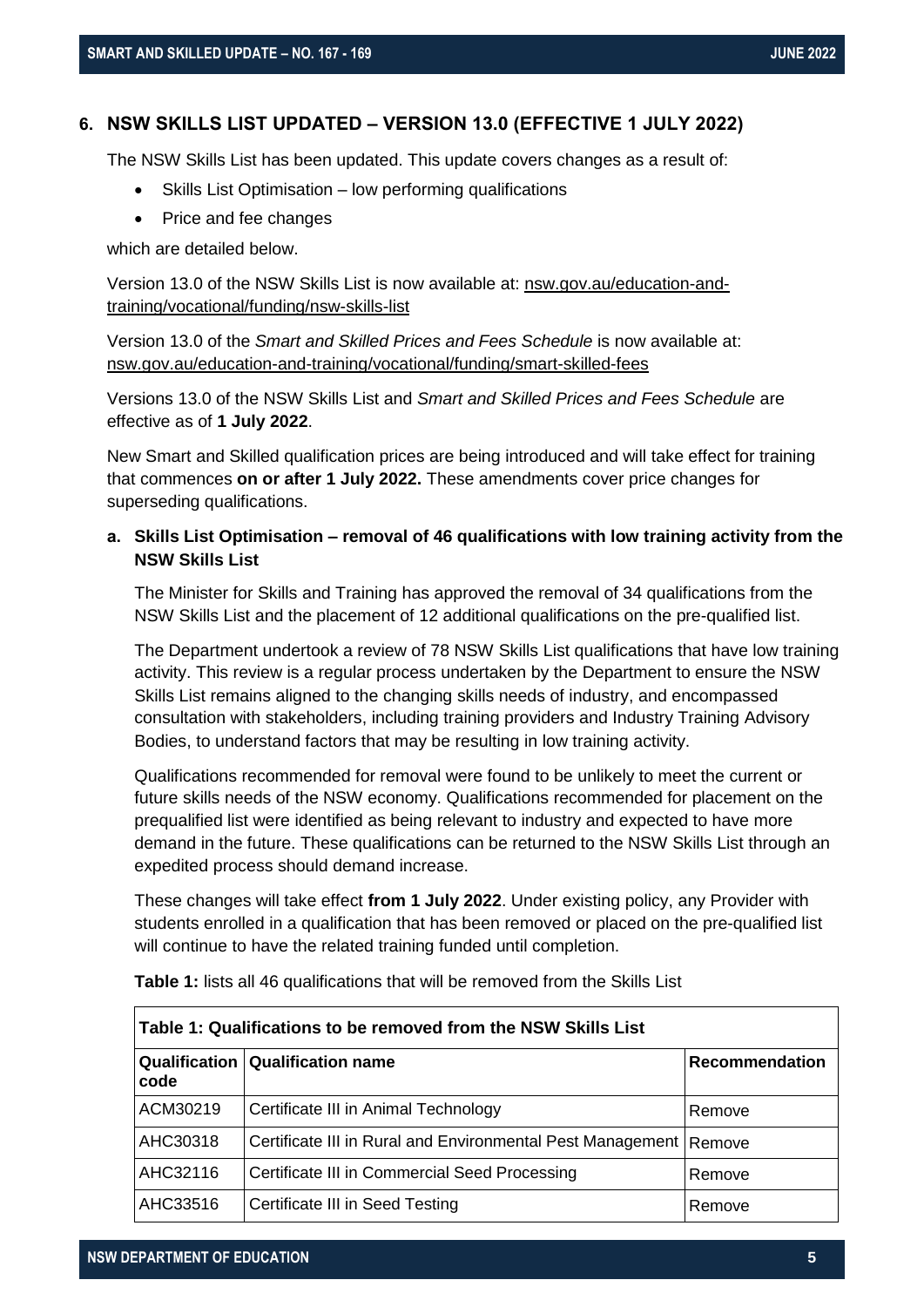## 6. NSW SKILLS LIST UPDATED – VERSION 13.0 (EFFECTIVE 1 JULY 2022)

The NSW Skills List has been updated. This update covers changes as a result of:

- Skills List Optimisation – low performing qualifications
- Price and fee changes

which are detailed below.

Version 13.0 of the NSW Skills List is now available at: nsw.gov.au/education-and-training/vocational/funding/nsw-skills-list

Version 13.0 of the *Smart and Skilled Prices and Fees Schedule* is now available at: nsw.gov.au/education-and-training/vocational/funding/smart-skilled-fees

Versions 13.0 of the NSW Skills List and *Smart and Skilled Prices and Fees Schedule* are effective as of **1 July 2022**.

New Smart and Skilled qualification prices are being introduced and will take effect for training that commences **on or after 1 July 2022.** These amendments cover price changes for superseding qualifications.

### a. Skills List Optimisation – removal of 46 qualifications with low training activity from the NSW Skills List

The Minister for Skills and Training has approved the removal of 34 qualifications from the NSW Skills List and the placement of 12 additional qualifications on the pre-qualified list.

The Department undertook a review of 78 NSW Skills List qualifications that have low training activity. This review is a regular process undertaken by the Department to ensure the NSW Skills List remains aligned to the changing skills needs of industry, and encompassed consultation with stakeholders, including training providers and Industry Training Advisory Bodies, to understand factors that may be resulting in low training activity.

Qualifications recommended for removal were found to be unlikely to meet the current or future skills needs of the NSW economy. Qualifications recommended for placement on the prequalified list were identified as being relevant to industry and expected to have more demand in the future. These qualifications can be returned to the NSW Skills List through an expedited process should demand increase.

These changes will take effect **from 1 July 2022**. Under existing policy, any Provider with students enrolled in a qualification that has been removed or placed on the pre-qualified list will continue to have the related training funded until completion.

**Table 1:** lists all 46 qualifications that will be removed from the Skills List

| Table 1: Qualifications to be removed from the NSW Skills List | | |
|---|---|---|
| **Qualification code** | **Qualification name** | **Recommendation** |
| ACM30219 | Certificate III in Animal Technology | Remove |
| AHC30318 | Certificate III in Rural and Environmental Pest Management | Remove |
| AHC32116 | Certificate III in Commercial Seed Processing | Remove |
| AHC33516 | Certificate III in Seed Testing | Remove |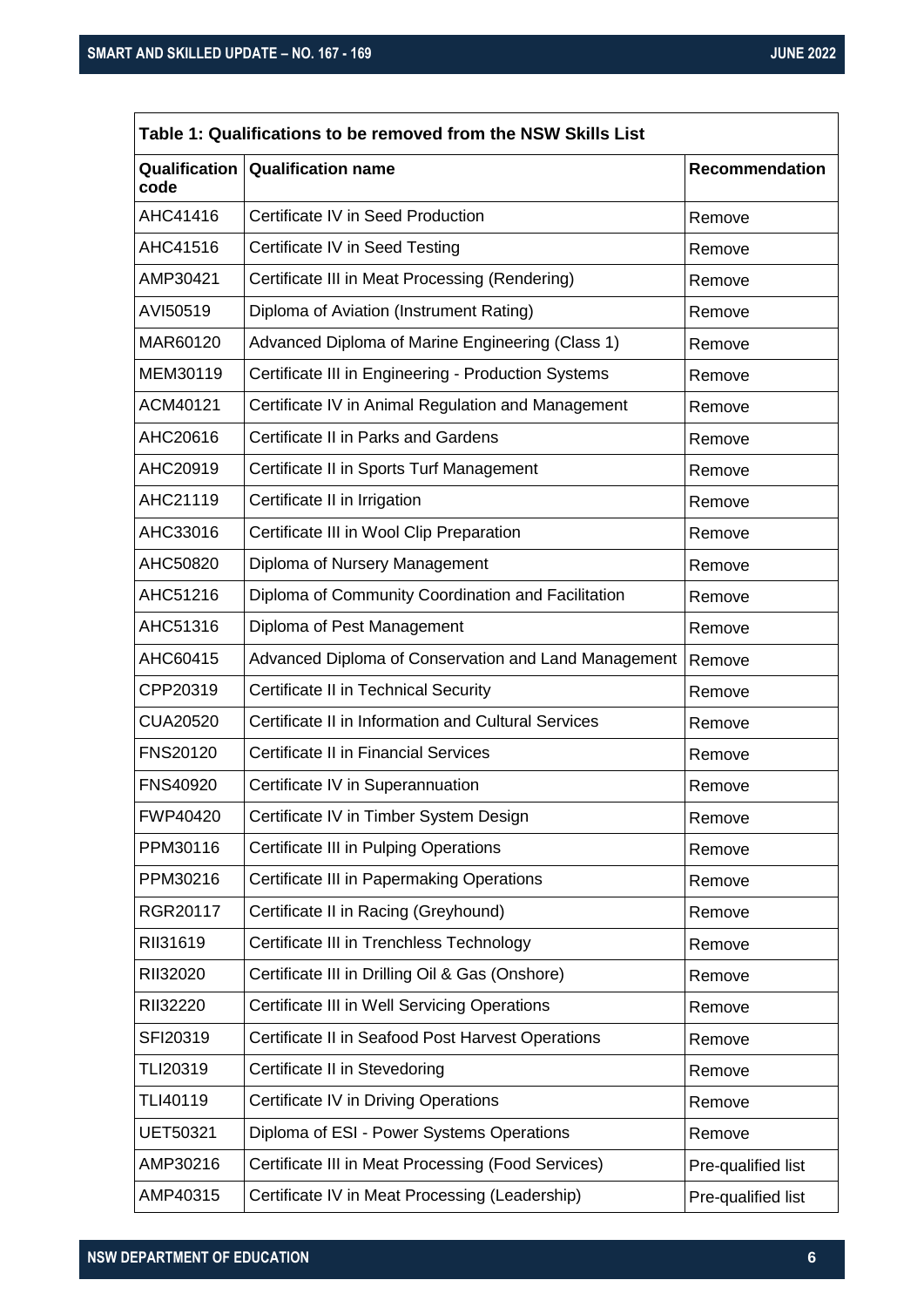| Table 1: Qualifications to be removed from the NSW Skills List | | |
|---|---|---|
| **Qualification code** | **Qualification name** | **Recommendation** |
| AHC41416 | Certificate IV in Seed Production | Remove |
| AHC41516 | Certificate IV in Seed Testing | Remove |
| AMP30421 | Certificate III in Meat Processing (Rendering) | Remove |
| AVI50519 | Diploma of Aviation (Instrument Rating) | Remove |
| MAR60120 | Advanced Diploma of Marine Engineering (Class 1) | Remove |
| MEM30119 | Certificate III in Engineering - Production Systems | Remove |
| ACM40121 | Certificate IV in Animal Regulation and Management | Remove |
| AHC20616 | Certificate II in Parks and Gardens | Remove |
| AHC20919 | Certificate II in Sports Turf Management | Remove |
| AHC21119 | Certificate II in Irrigation | Remove |
| AHC33016 | Certificate III in Wool Clip Preparation | Remove |
| AHC50820 | Diploma of Nursery Management | Remove |
| AHC51216 | Diploma of Community Coordination and Facilitation | Remove |
| AHC51316 | Diploma of Pest Management | Remove |
| AHC60415 | Advanced Diploma of Conservation and Land Management | Remove |
| CPP20319 | Certificate II in Technical Security | Remove |
| CUA20520 | Certificate II in Information and Cultural Services | Remove |
| FNS20120 | Certificate II in Financial Services | Remove |
| FNS40920 | Certificate IV in Superannuation | Remove |
| FWP40420 | Certificate IV in Timber System Design | Remove |
| PPM30116 | Certificate III in Pulping Operations | Remove |
| PPM30216 | Certificate III in Papermaking Operations | Remove |
| RGR20117 | Certificate II in Racing (Greyhound) | Remove |
| RII31619 | Certificate III in Trenchless Technology | Remove |
| RII32020 | Certificate III in Drilling Oil & Gas (Onshore) | Remove |
| RII32220 | Certificate III in Well Servicing Operations | Remove |
| SFI20319 | Certificate II in Seafood Post Harvest Operations | Remove |
| TLI20319 | Certificate II in Stevedoring | Remove |
| TLI40119 | Certificate IV in Driving Operations | Remove |
| UET50321 | Diploma of ESI - Power Systems Operations | Remove |
| AMP30216 | Certificate III in Meat Processing (Food Services) | Pre-qualified list |
| AMP40315 | Certificate IV in Meat Processing (Leadership) | Pre-qualified list |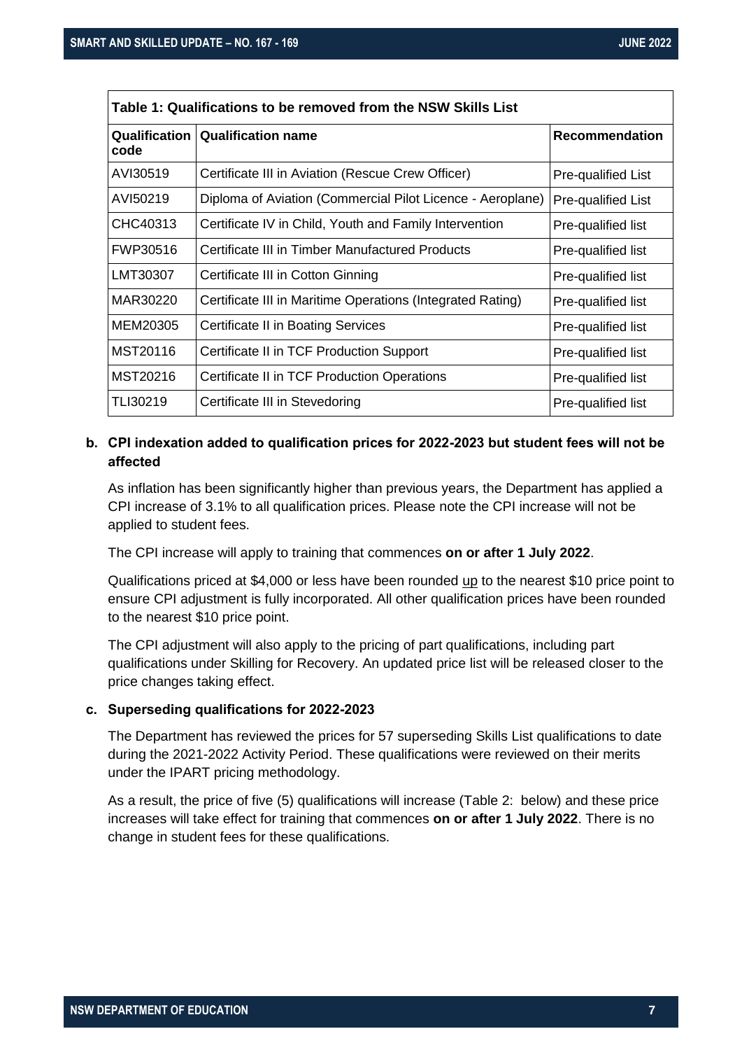| Table 1: Qualifications to be removed from the NSW Skills List | | |
|---|---|---|
| **Qualification code** | **Qualification name** | **Recommendation** |
| AVI30519 | Certificate III in Aviation (Rescue Crew Officer) | Pre-qualified List |
| AVI50219 | Diploma of Aviation (Commercial Pilot Licence - Aeroplane) | Pre-qualified List |
| CHC40313 | Certificate IV in Child, Youth and Family Intervention | Pre-qualified list |
| FWP30516 | Certificate III in Timber Manufactured Products | Pre-qualified list |
| LMT30307 | Certificate III in Cotton Ginning | Pre-qualified list |
| MAR30220 | Certificate III in Maritime Operations (Integrated Rating) | Pre-qualified list |
| MEM20305 | Certificate II in Boating Services | Pre-qualified list |
| MST20116 | Certificate II in TCF Production Support | Pre-qualified list |
| MST20216 | Certificate II in TCF Production Operations | Pre-qualified list |
| TLI30219 | Certificate III in Stevedoring | Pre-qualified list |

**b. CPI indexation added to qualification prices for 2022-2023 but student fees will not be affected**

As inflation has been significantly higher than previous years, the Department has applied a CPI increase of 3.1% to all qualification prices. Please note the CPI increase will not be applied to student fees.

The CPI increase will apply to training that commences **on or after 1 July 2022**.

Qualifications priced at $4,000 or less have been rounded up to the nearest $10 price point to ensure CPI adjustment is fully incorporated. All other qualification prices have been rounded to the nearest $10 price point.

The CPI adjustment will also apply to the pricing of part qualifications, including part qualifications under Skilling for Recovery. An updated price list will be released closer to the price changes taking effect.

**c. Superseding qualifications for 2022-2023**

The Department has reviewed the prices for 57 superseding Skills List qualifications to date during the 2021-2022 Activity Period. These qualifications were reviewed on their merits under the IPART pricing methodology.

As a result, the price of five (5) qualifications will increase (Table 2: below) and these price increases will take effect for training that commences **on or after 1 July 2022**. There is no change in student fees for these qualifications.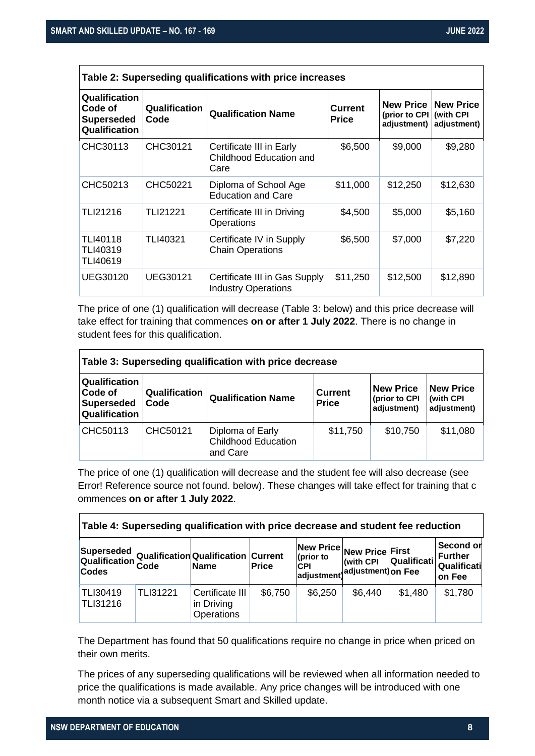| Table 2: Superseding qualifications with price increases | | | | | |
|---|---|---|---|---|---|
| **Qualification Code of Superseded Qualification** | **Qualification Code** | **Qualification Name** | **Current Price** | **New Price (prior to CPI adjustment)** | **New Price (with CPI adjustment)** |
| CHC30113 | CHC30121 | Certificate III in Early Childhood Education and Care | $6,500 | $9,000 | $9,280 |
| CHC50213 | CHC50221 | Diploma of School Age Education and Care | $11,000 | $12,250 | $12,630 |
| TLI21216 | TLI21221 | Certificate III in Driving Operations | $4,500 | $5,000 | $5,160 |
| TLI40118 TLI40319 TLI40619 | TLI40321 | Certificate IV in Supply Chain Operations | $6,500 | $7,000 | $7,220 |
| UEG30120 | UEG30121 | Certificate III in Gas Supply Industry Operations | $11,250 | $12,500 | $12,890 |

The price of one (1) qualification will decrease (Table 3: below) and this price decrease will take effect for training that commences **on or after 1 July 2022**. There is no change in student fees for this qualification.

| Table 3: Superseding qualification with price decrease | | | | | |
|---|---|---|---|---|---|
| **Qualification Code of Superseded Qualification** | **Qualification Code** | **Qualification Name** | **Current Price** | **New Price (prior to CPI adjustment)** | **New Price (with CPI adjustment)** |
| CHC50113 | CHC50121 | Diploma of Early Childhood Education and Care | $11,750 | $10,750 | $11,080 |

The price of one (1) qualification will decrease and the student fee will also decrease (see Error! Reference source not found. below). These changes will take effect for training that c ommences **on or after 1 July 2022**.

| Table 4: Superseding qualification with price decrease and student fee reduction | | | | | | | |
|---|---|---|---|---|---|---|---|
| **Superseded Qualification Codes** | **Qualification Code** | **Qualification Name** | **Current Price** | **New Price (prior to CPI adjustment)** | **New Price (with CPI adjustment)** | **First Qualification Fee** | **Second or Further Qualification Fee** |
| TLI30419 TLI31216 | TLI31221 | Certificate III in Driving Operations | $6,750 | $6,250 | $6,440 | $1,480 | $1,780 |

The Department has found that 50 qualifications require no change in price when priced on their own merits.

The prices of any superseding qualifications will be reviewed when all information needed to price the qualifications is made available. Any price changes will be introduced with one month notice via a subsequent Smart and Skilled update.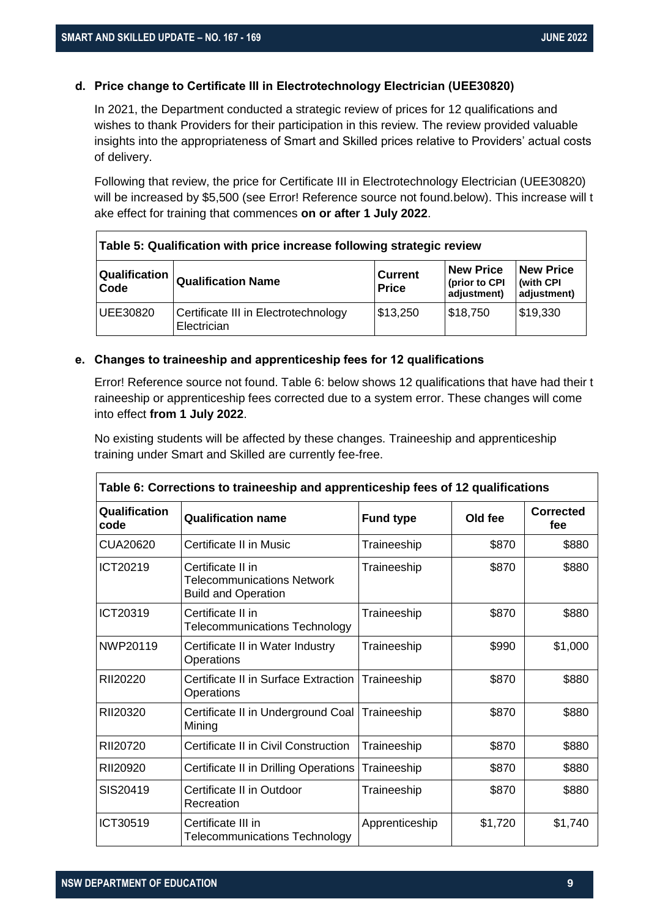### d. Price change to Certificate III in Electrotechnology Electrician (UEE30820)

In 2021, the Department conducted a strategic review of prices for 12 qualifications and wishes to thank Providers for their participation in this review. The review provided valuable insights into the appropriateness of Smart and Skilled prices relative to Providers' actual costs of delivery.

Following that review, the price for Certificate III in Electrotechnology Electrician (UEE30820) will be increased by $5,500 (see Error! Reference source not found.below). This increase will t ake effect for training that commences **on or after 1 July 2022**.

| Table 5: Qualification with price increase following strategic review | | | | |
|---|---|---|---|---|
| **Qualification Code** | **Qualification Name** | **Current Price** | **New Price (prior to CPI adjustment)** | **New Price (with CPI adjustment)** |
| UEE30820 | Certificate III in Electrotechnology Electrician | $13,250 | $18,750 | $19,330 |

### e. Changes to traineeship and apprenticeship fees for 12 qualifications

Error! Reference source not found. Table 6: below shows 12 qualifications that have had their t raineeship or apprenticeship fees corrected due to a system error. These changes will come into effect **from 1 July 2022**.

No existing students will be affected by these changes. Traineeship and apprenticeship training under Smart and Skilled are currently fee-free.

| Table 6: Corrections to traineeship and apprenticeship fees of 12 qualifications | | | | |
|---|---|---|---|---|
| **Qualification code** | **Qualification name** | **Fund type** | **Old fee** | **Corrected fee** |
| CUA20620 | Certificate II in Music | Traineeship | $870 | $880 |
| ICT20219 | Certificate II in Telecommunications Network Build and Operation | Traineeship | $870 | $880 |
| ICT20319 | Certificate II in Telecommunications Technology | Traineeship | $870 | $880 |
| NWP20119 | Certificate II in Water Industry Operations | Traineeship | $990 | $1,000 |
| RII20220 | Certificate II in Surface Extraction Operations | Traineeship | $870 | $880 |
| RII20320 | Certificate II in Underground Coal Mining | Traineeship | $870 | $880 |
| RII20720 | Certificate II in Civil Construction | Traineeship | $870 | $880 |
| RII20920 | Certificate II in Drilling Operations | Traineeship | $870 | $880 |
| SIS20419 | Certificate II in Outdoor Recreation | Traineeship | $870 | $880 |
| ICT30519 | Certificate III in Telecommunications Technology | Apprenticeship | $1,720 | $1,740 |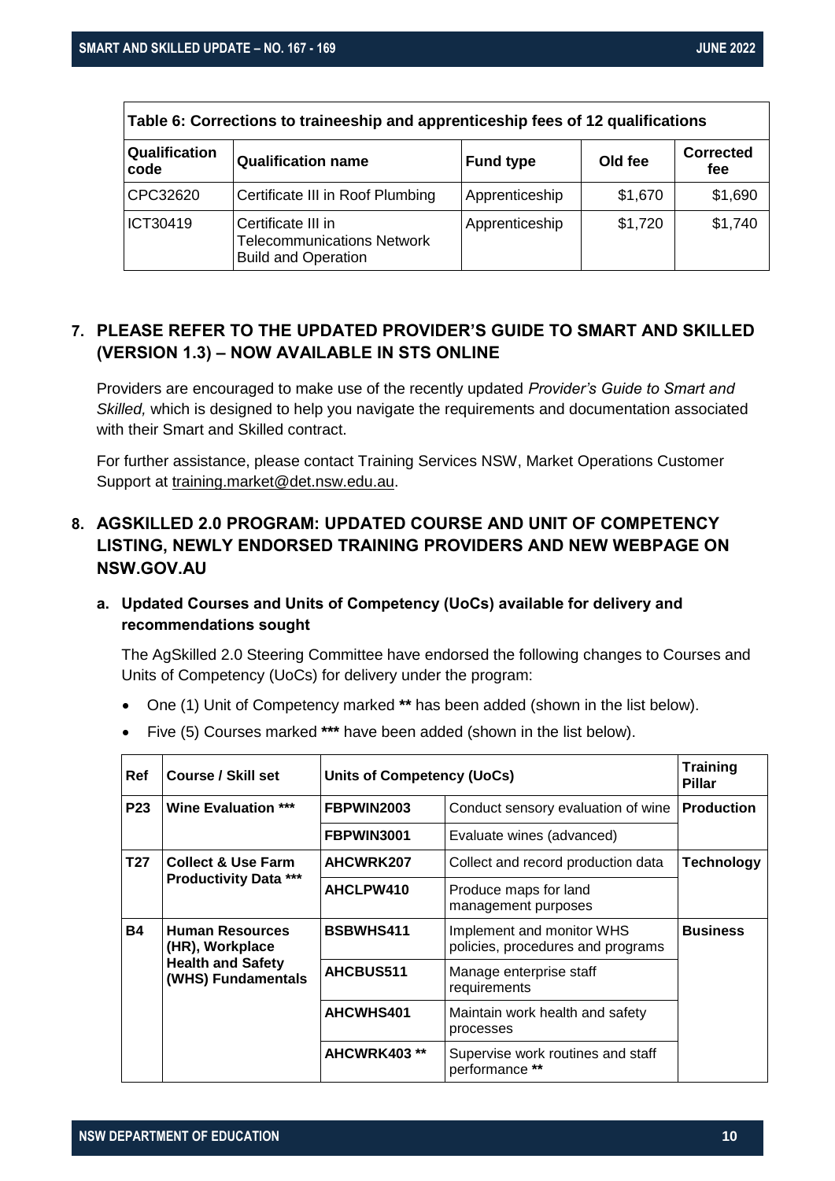| Table 6: Corrections to traineeship and apprenticeship fees of 12 qualifications | | | | |
|---|---|---|---|---|
| **Qualification code** | **Qualification name** | **Fund type** | **Old fee** | **Corrected fee** |
| CPC32620 | Certificate III in Roof Plumbing | Apprenticeship | $1,670 | $1,690 |
| ICT30419 | Certificate III in Telecommunications Network Build and Operation | Apprenticeship | $1,720 | $1,740 |

## 7. PLEASE REFER TO THE UPDATED PROVIDER'S GUIDE TO SMART AND SKILLED (VERSION 1.3) – NOW AVAILABLE IN STS ONLINE

Providers are encouraged to make use of the recently updated *Provider's Guide to Smart and Skilled,* which is designed to help you navigate the requirements and documentation associated with their Smart and Skilled contract.

For further assistance, please contact Training Services NSW, Market Operations Customer Support at training.market@det.nsw.edu.au.

## 8. AGSKILLED 2.0 PROGRAM: UPDATED COURSE AND UNIT OF COMPETENCY LISTING, NEWLY ENDORSED TRAINING PROVIDERS AND NEW WEBPAGE ON NSW.GOV.AU

### a. Updated Courses and Units of Competency (UoCs) available for delivery and recommendations sought

The AgSkilled 2.0 Steering Committee have endorsed the following changes to Courses and Units of Competency (UoCs) for delivery under the program:

- One (1) Unit of Competency marked **\*\*** has been added (shown in the list below).
- Five (5) Courses marked **\*\*\*** have been added (shown in the list below).

| Ref | Course / Skill set | Units of Competency (UoCs) | | Training Pillar |
|---|---|---|---|---|
| **P23** | **Wine Evaluation \*\*\*** | **FBPWIN2003** | Conduct sensory evaluation of wine | **Production** |
| | | **FBPWIN3001** | Evaluate wines (advanced) | |
| **T27** | **Collect & Use Farm Productivity Data \*\*\*** | **AHCWRK207** | Collect and record production data | **Technology** |
| | | **AHCLPW410** | Produce maps for land management purposes | |
| **B4** | **Human Resources (HR), Workplace Health and Safety (WHS) Fundamentals** | **BSBWHS411** | Implement and monitor WHS policies, procedures and programs | **Business** |
| | | **AHCBUS511** | Manage enterprise staff requirements | |
| | | **AHCWHS401** | Maintain work health and safety processes | |
| | | **AHCWRK403 \*\*** | Supervise work routines and staff performance **\*\*** | |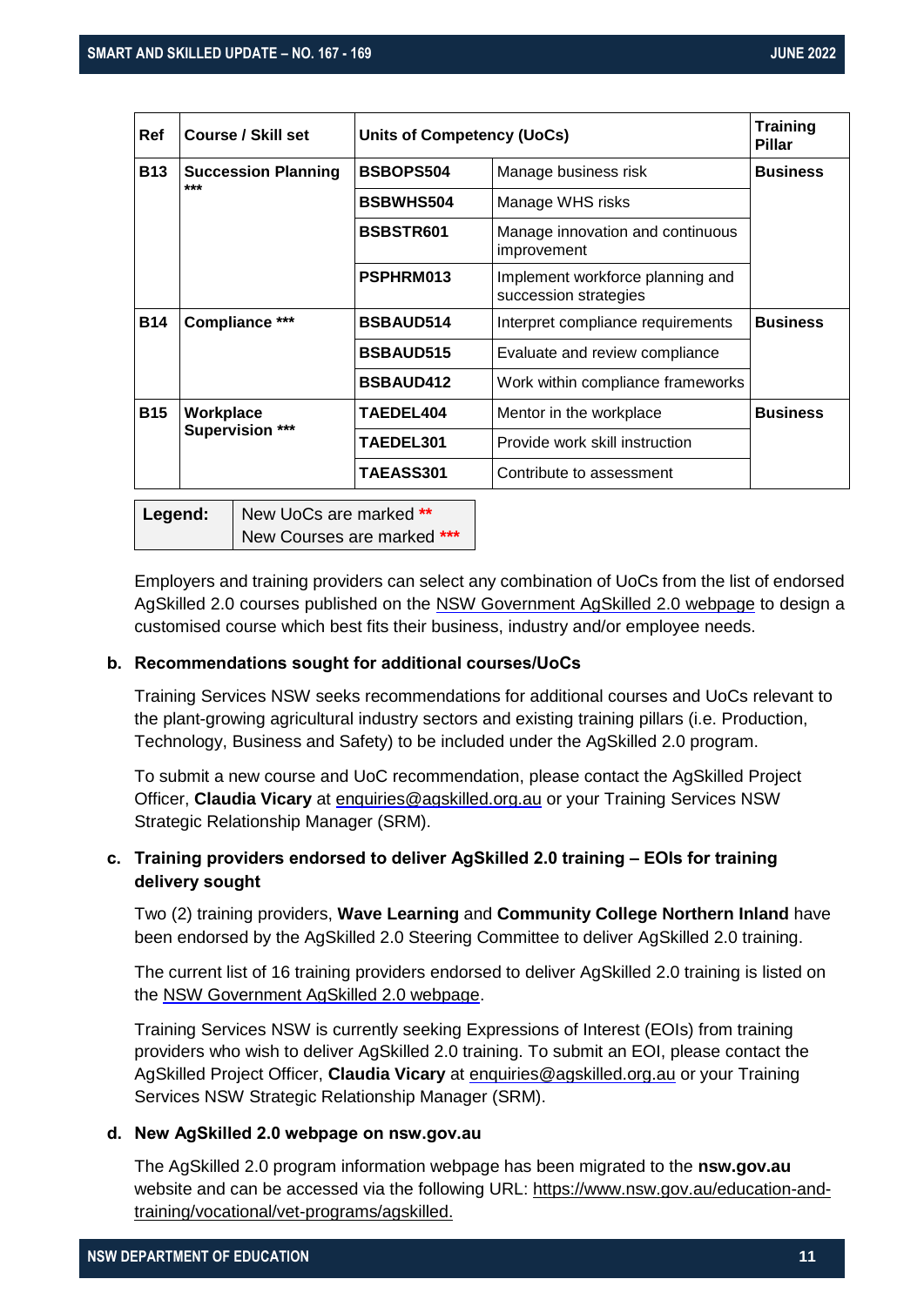| Ref | Course / Skill set | Units of Competency (UoCs) | | Training Pillar |
|---|---|---|---|---|
| **B13** | **Succession Planning *** *** | **BSBOPS504** | Manage business risk | **Business** |
| | | **BSBWHS504** | Manage WHS risks | |
| | | **BSBSTR601** | Manage innovation and continuous improvement | |
| | | **PSPHRM013** | Implement workforce planning and succession strategies | |
| **B14** | **Compliance *** *** | **BSBAUD514** | Interpret compliance requirements | **Business** |
| | | **BSBAUD515** | Evaluate and review compliance | |
| | | **BSBAUD412** | Work within compliance frameworks | |
| **B15** | **Workplace Supervision *** *** | **TAEDEL404** | Mentor in the workplace | **Business** |
| | | **TAEDEL301** | Provide work skill instruction | |
| | | **TAEASS301** | Contribute to assessment | |

| **Legend:** | New UoCs are marked ** <br> New Courses are marked *** |
|---|---|

Employers and training providers can select any combination of UoCs from the list of endorsed AgSkilled 2.0 courses published on the NSW Government AgSkilled 2.0 webpage to design a customised course which best fits their business, industry and/or employee needs.

**b. Recommendations sought for additional courses/UoCs**

Training Services NSW seeks recommendations for additional courses and UoCs relevant to the plant-growing agricultural industry sectors and existing training pillars (i.e. Production, Technology, Business and Safety) to be included under the AgSkilled 2.0 program.

To submit a new course and UoC recommendation, please contact the AgSkilled Project Officer, **Claudia Vicary** at enquiries@agskilled.org.au or your Training Services NSW Strategic Relationship Manager (SRM).

**c. Training providers endorsed to deliver AgSkilled 2.0 training – EOIs for training delivery sought**

Two (2) training providers, **Wave Learning** and **Community College Northern Inland** have been endorsed by the AgSkilled 2.0 Steering Committee to deliver AgSkilled 2.0 training.

The current list of 16 training providers endorsed to deliver AgSkilled 2.0 training is listed on the NSW Government AgSkilled 2.0 webpage.

Training Services NSW is currently seeking Expressions of Interest (EOIs) from training providers who wish to deliver AgSkilled 2.0 training. To submit an EOI, please contact the AgSkilled Project Officer, **Claudia Vicary** at enquiries@agskilled.org.au or your Training Services NSW Strategic Relationship Manager (SRM).

**d. New AgSkilled 2.0 webpage on nsw.gov.au**

The AgSkilled 2.0 program information webpage has been migrated to the **nsw.gov.au** website and can be accessed via the following URL: https://www.nsw.gov.au/education-and-training/vocational/vet-programs/agskilled.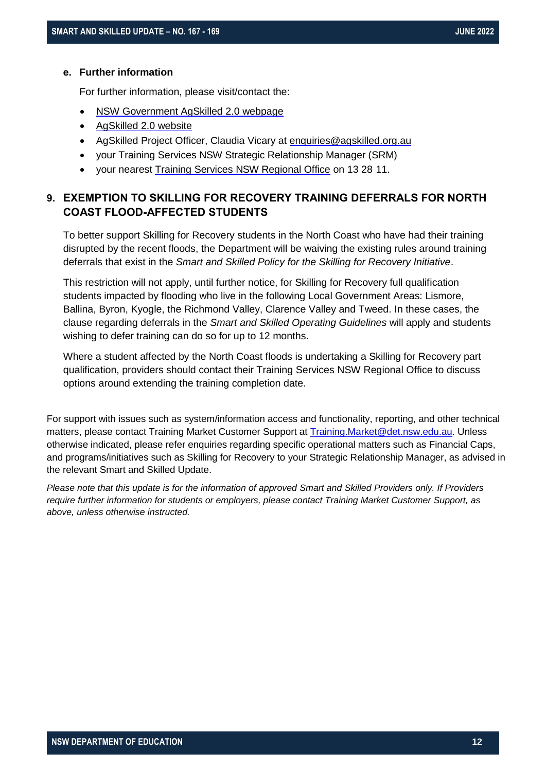### e. Further information

For further information, please visit/contact the:

- NSW Government AgSkilled 2.0 webpage
- AgSkilled 2.0 website
- AgSkilled Project Officer, Claudia Vicary at enquiries@agskilled.org.au
- your Training Services NSW Strategic Relationship Manager (SRM)
- your nearest Training Services NSW Regional Office on 13 28 11.

## 9. EXEMPTION TO SKILLING FOR RECOVERY TRAINING DEFERRALS FOR NORTH COAST FLOOD-AFFECTED STUDENTS

To better support Skilling for Recovery students in the North Coast who have had their training disrupted by the recent floods, the Department will be waiving the existing rules around training deferrals that exist in the *Smart and Skilled Policy for the Skilling for Recovery Initiative*.

This restriction will not apply, until further notice, for Skilling for Recovery full qualification students impacted by flooding who live in the following Local Government Areas: Lismore, Ballina, Byron, Kyogle, the Richmond Valley, Clarence Valley and Tweed. In these cases, the clause regarding deferrals in the *Smart and Skilled Operating Guidelines* will apply and students wishing to defer training can do so for up to 12 months.

Where a student affected by the North Coast floods is undertaking a Skilling for Recovery part qualification, providers should contact their Training Services NSW Regional Office to discuss options around extending the training completion date.

For support with issues such as system/information access and functionality, reporting, and other technical matters, please contact Training Market Customer Support at Training.Market@det.nsw.edu.au. Unless otherwise indicated, please refer enquiries regarding specific operational matters such as Financial Caps, and programs/initiatives such as Skilling for Recovery to your Strategic Relationship Manager, as advised in the relevant Smart and Skilled Update.

*Please note that this update is for the information of approved Smart and Skilled Providers only. If Providers require further information for students or employers, please contact Training Market Customer Support, as above, unless otherwise instructed.*